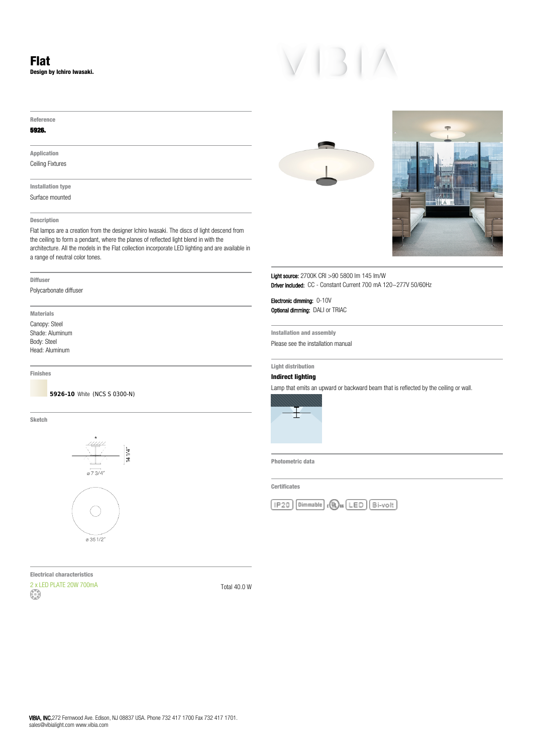# Flat

**Design by Ichiro Iwasaki.**

VIBIA

**Reference**

**5926.**

**Application**

Ceiling Fixtures

**Installation type**

Surface mounted

**Description**

Flat lamps are a creation from the designer Ichiro Iwasaki. The discs of light descend from the ceiling to form a pendant, where the planes of reflected light blend in with the architecture. All the models in the Flat collection incorporate LED lighting and are available in a range of neutral color tones.

**Diffuser**

Polycarbonate diffuser

**Materials**

Canopy: Steel
Shade: Aluminum
Body: Steel
Head: Aluminum

**Finishes**

**5926-10** White (NCS S 0300-N)

**Sketch**

14 1/4"

⌀ 7 3/4"

⌀ 35 1/2"

**Electrical characteristics**

2 x LED PLATE 20W 700mA — Total 40.0 W

**Light source:** 2700K CRI >90 5800 lm 145 lm/W
**Driver included:** CC - Constant Current 700 mA 120~277V 50/60Hz

**Electronic dimming:** 0-10V
**Optional dimming:** DALI or TRIAC

**Installation and assembly**

Please see the installation manual

**Light distribution**

**Indirect lighting**

Lamp that emits an upward or backward beam that is reflected by the ceiling or wall.

**Photometric data**

**Certificates**

IP20 | Dimmable | cULus | LED | Bi-volt

**VIBIA, INC.** 272 Fernwood Ave. Edison, NJ 08837 USA. Phone 732 417 1700 Fax 732 417 1701.
sales@vibialight.com www.vibia.com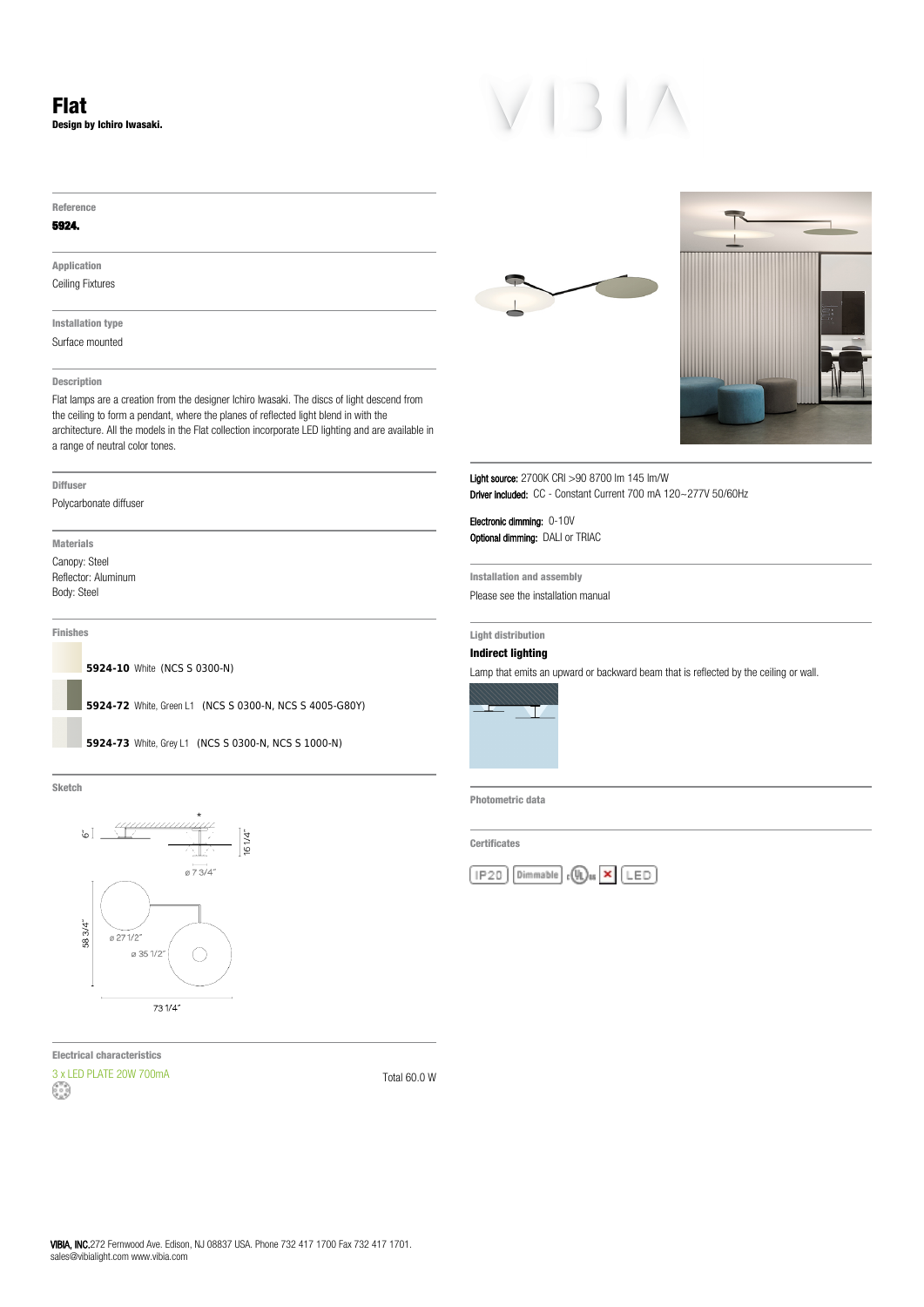# Flat

**Design by Ichiro Iwasaki.**

**Reference**

**5924.**

**Application**

Ceiling Fixtures

**Installation type**

Surface mounted

**Description**

Flat lamps are a creation from the designer Ichiro Iwasaki. The discs of light descend from the ceiling to form a pendant, where the planes of reflected light blend in with the architecture. All the models in the Flat collection incorporate LED lighting and are available in a range of neutral color tones.

**Diffuser**

Polycarbonate diffuser

**Materials**

Canopy: Steel
Reflector: Aluminum
Body: Steel

**Finishes**

**5924-10** White (NCS S 0300-N)

**5924-72** White, Green L1 (NCS S 0300-N, NCS S 4005-G80Y)

**5924-73** White, Grey L1 (NCS S 0300-N, NCS S 1000-N)

**Sketch**

6" | 16 1/4" | ø 7 3/4" | 58 3/4" | ø 27 1/2" | ø 35 1/2" | 73 1/4"

**Electrical characteristics**

3 x LED PLATE 20W 700mA

Total 60.0 W

**Light source:** 2700K CRI >90 8700 lm 145 lm/W
**Driver included:** CC - Constant Current 700 mA 120~277V 50/60Hz

**Electronic dimming:** 0-10V
**Optional dimming:** DALI or TRIAC

**Installation and assembly**

Please see the installation manual

**Light distribution**

**Indirect lighting**

Lamp that emits an upward or backward beam that is reflected by the ceiling or wall.

**Photometric data**

**Certificates**

IP20 | Dimmable | cULus | LED

**VIBIA, INC.** 272 Fernwood Ave. Edison, NJ 08837 USA. Phone 732 417 1700 Fax 732 417 1701.
sales@vibialight.com www.vibia.com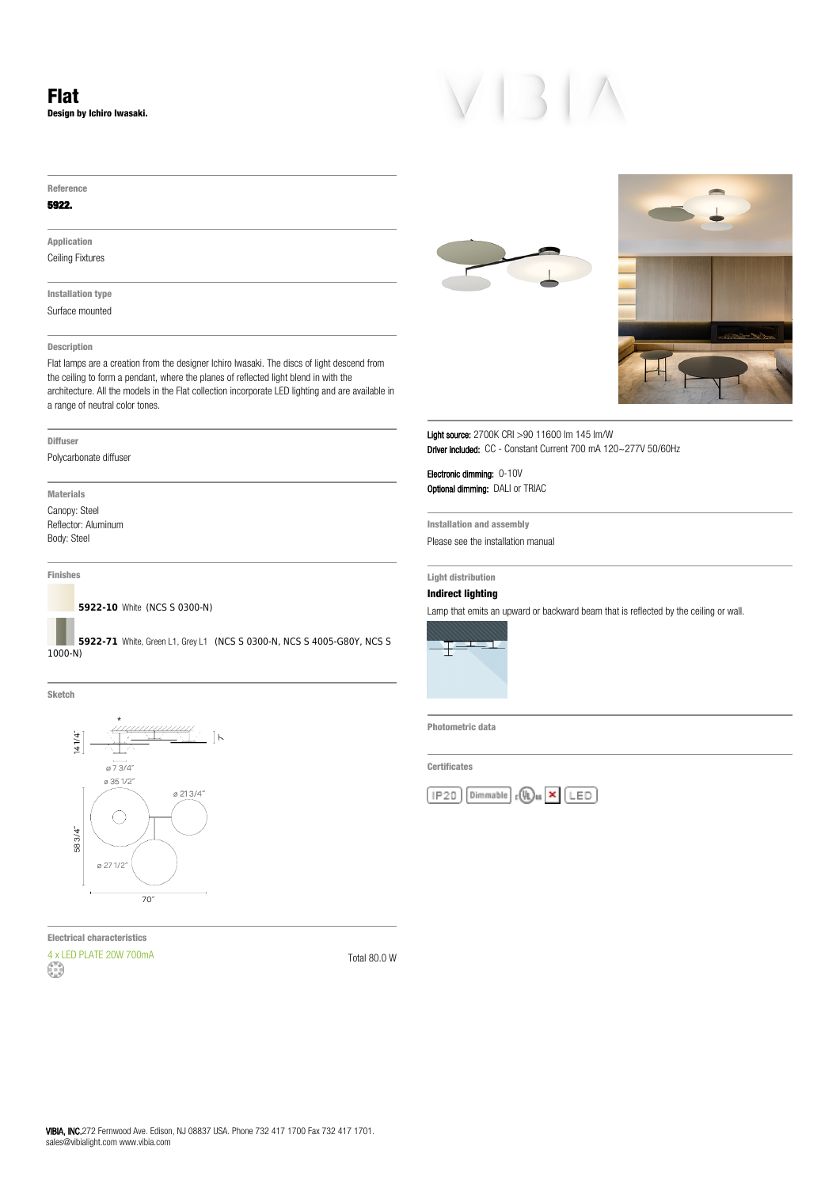# Flat

**Design by Ichiro Iwasaki.**

VIBIA

**Reference**

**5922.**

**Application**

Ceiling Fixtures

**Installation type**

Surface mounted

**Description**

Flat lamps are a creation from the designer Ichiro Iwasaki. The discs of light descend from the ceiling to form a pendant, where the planes of reflected light blend in with the architecture. All the models in the Flat collection incorporate LED lighting and are available in a range of neutral color tones.

**Diffuser**

Polycarbonate diffuser

**Materials**

Canopy: Steel
Reflector: Aluminum
Body: Steel

**Finishes**

**5922-10** White (NCS S 0300-N)

**5922-71** White, Green L1, Grey L1 (NCS S 0300-N, NCS S 4005-G80Y, NCS S 1000-N)

**Sketch**

14 1/4" | 1" | ø 7 3/4" | ø 35 1/2" | ø 21 3/4" | 58 3/4" | ø 27 1/2" | 70"

**Electrical characteristics**

4 x LED PLATE 20W 700mA

Total 80.0 W

**Light source:** 2700K CRI >90 11600 lm 145 lm/W
**Driver included:** CC - Constant Current 700 mA 120~277V 50/60Hz

**Electronic dimming:** 0-10V
**Optional dimming:** DALI or TRIAC

**Installation and assembly**

Please see the installation manual

**Light distribution**

**Indirect lighting**

Lamp that emits an upward or backward beam that is reflected by the ceiling or wall.

**Photometric data**

**Certificates**

IP20 | Dimmable | cULus | LED

**VIBIA, INC.** 272 Fernwood Ave. Edison, NJ 08837 USA. Phone 732 417 1700 Fax 732 417 1701.
sales@vibialight.com www.vibia.com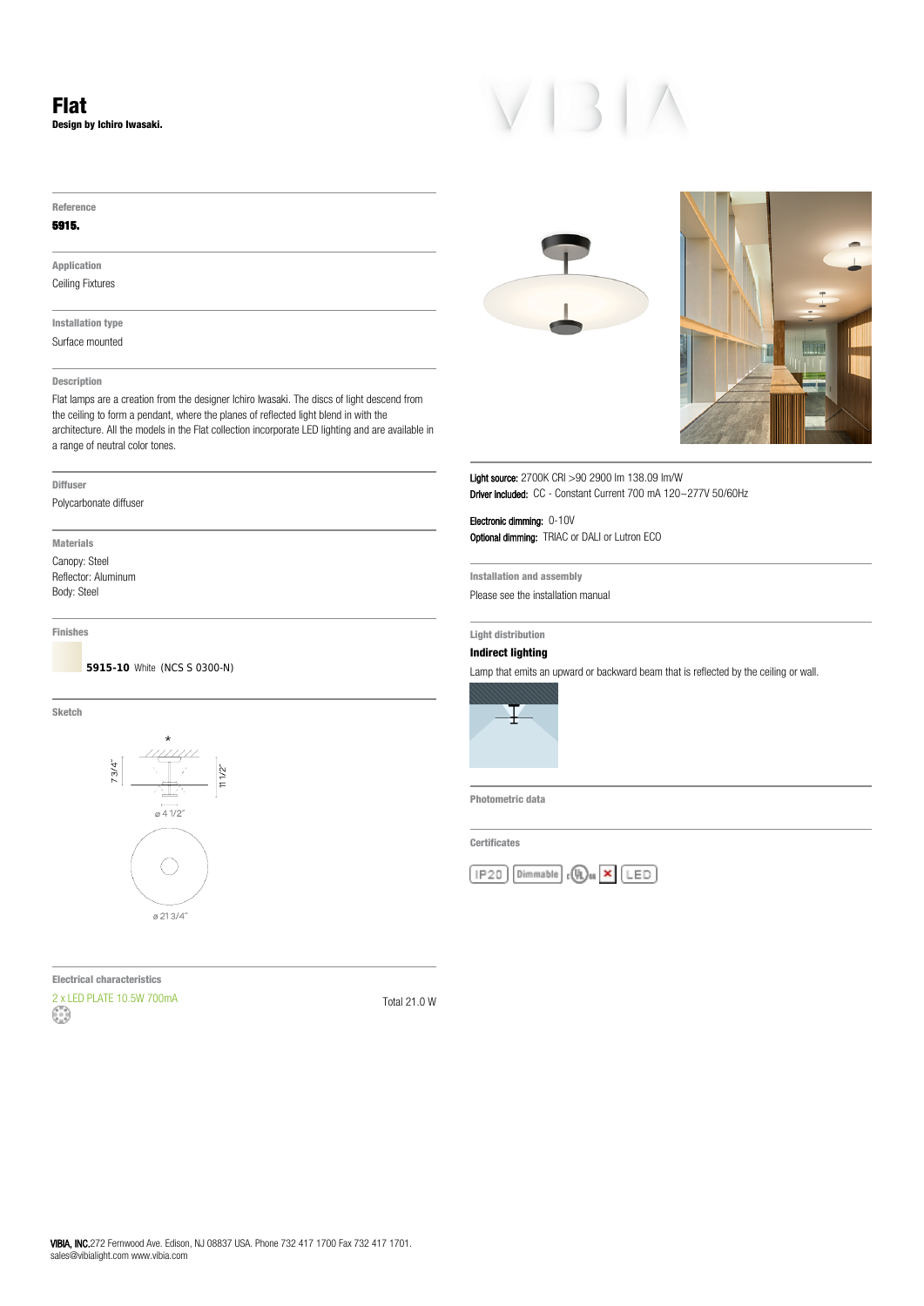# Flat

**Design by Ichiro Iwasaki.**

VIBIA

**Reference**

**5915.**

**Application**

Ceiling Fixtures

**Installation type**

Surface mounted

**Description**

Flat lamps are a creation from the designer Ichiro Iwasaki. The discs of light descend from the ceiling to form a pendant, where the planes of reflected light blend in with the architecture. All the models in the Flat collection incorporate LED lighting and are available in a range of neutral color tones.

**Diffuser**

Polycarbonate diffuser

**Materials**

Canopy: Steel
Reflector: Aluminum
Body: Steel

**Finishes**

**5915-10** White (NCS S 0300-N)

**Sketch**

*
7 3/4"
11 1/2"
ø 4 1/2"
ø 21 3/4"

**Electrical characteristics**

2 x LED PLATE 10.5W 700mA

Total 21.0 W

**Light source:** 2700K CRI >90 2900 lm 138.09 lm/W
**Driver included:** CC - Constant Current 700 mA 120~277V 50/60Hz

**Electronic dimming:** 0-10V
**Optional dimming:** TRIAC or DALI or Lutron ECO

**Installation and assembly**

Please see the installation manual

**Light distribution**

**Indirect lighting**

Lamp that emits an upward or backward beam that is reflected by the ceiling or wall.

**Photometric data**

**Certificates**

IP20 Dimmable cULus LED

**VIBIA, INC.** 272 Fernwood Ave. Edison, NJ 08837 USA. Phone 732 417 1700 Fax 732 417 1701.
sales@vibialight.com www.vibia.com